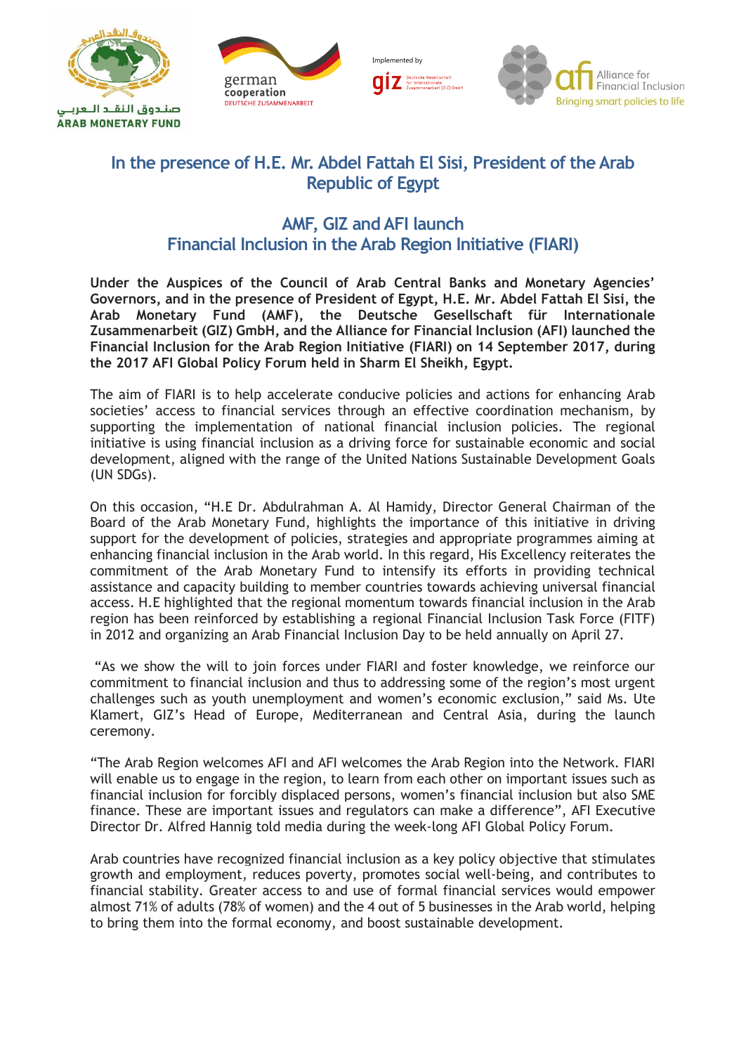## In the presence of H.E. Mr. Abdel Fattah El Sisi, President of the Arab Republic of Egypt

## AMF, GIZ and AFI launch Financial Inclusion in the Arab Region Initiative (FIARI)

**Under the Auspices of the Council of Arab Central Banks and Monetary Agencies' Governors, and in the presence of President of Egypt, H.E. Mr. Abdel Fattah El Sisi, the Arab Monetary Fund (AMF), the Deutsche Gesellschaft für Internationale Zusammenarbeit (GIZ) GmbH, and the Alliance for Financial Inclusion (AFI) launched the Financial Inclusion for the Arab Region Initiative (FIARI) on 14 September 2017, during the 2017 AFI Global Policy Forum held in Sharm El Sheikh, Egypt.**

The aim of FIARI is to help accelerate conducive policies and actions for enhancing Arab societies' access to financial services through an effective coordination mechanism, by supporting the implementation of national financial inclusion policies. The regional initiative is using financial inclusion as a driving force for sustainable economic and social development, aligned with the range of the United Nations Sustainable Development Goals (UN SDGs).

On this occasion, "H.E Dr. Abdulrahman A. Al Hamidy, Director General Chairman of the Board of the Arab Monetary Fund, highlights the importance of this initiative in driving support for the development of policies, strategies and appropriate programmes aiming at enhancing financial inclusion in the Arab world. In this regard, His Excellency reiterates the commitment of the Arab Monetary Fund to intensify its efforts in providing technical assistance and capacity building to member countries towards achieving universal financial access. H.E highlighted that the regional momentum towards financial inclusion in the Arab region has been reinforced by establishing a regional Financial Inclusion Task Force (FITF) in 2012 and organizing an Arab Financial Inclusion Day to be held annually on April 27.

"As we show the will to join forces under FIARI and foster knowledge, we reinforce our commitment to financial inclusion and thus to addressing some of the region's most urgent challenges such as youth unemployment and women's economic exclusion," said Ms. Ute Klamert, GIZ's Head of Europe, Mediterranean and Central Asia, during the launch ceremony.

"The Arab Region welcomes AFI and AFI welcomes the Arab Region into the Network. FIARI will enable us to engage in the region, to learn from each other on important issues such as financial inclusion for forcibly displaced persons, women's financial inclusion but also SME finance. These are important issues and regulators can make a difference", AFI Executive Director Dr. Alfred Hannig told media during the week-long AFI Global Policy Forum.

Arab countries have recognized financial inclusion as a key policy objective that stimulates growth and employment, reduces poverty, promotes social well-being, and contributes to financial stability. Greater access to and use of formal financial services would empower almost 71% of adults (78% of women) and the 4 out of 5 businesses in the Arab world, helping to bring them into the formal economy, and boost sustainable development.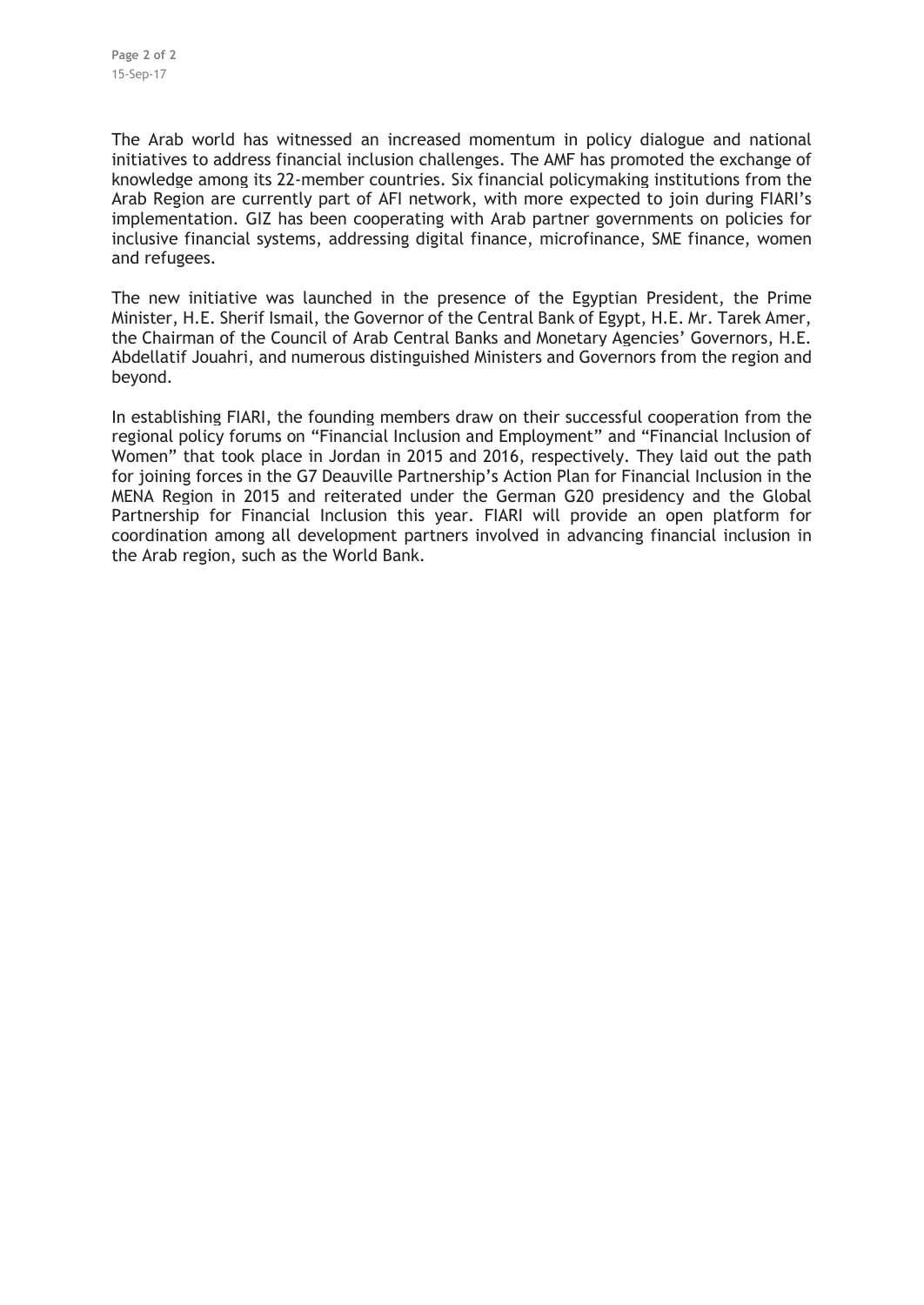The Arab world has witnessed an increased momentum in policy dialogue and national initiatives to address financial inclusion challenges. The AMF has promoted the exchange of knowledge among its 22-member countries. Six financial policymaking institutions from the Arab Region are currently part of AFI network, with more expected to join during FIARI's implementation. GIZ has been cooperating with Arab partner governments on policies for inclusive financial systems, addressing digital finance, microfinance, SME finance, women and refugees.

The new initiative was launched in the presence of the Egyptian President, the Prime Minister, H.E. Sherif Ismail, the Governor of the Central Bank of Egypt, H.E. Mr. Tarek Amer, the Chairman of the Council of Arab Central Banks and Monetary Agencies' Governors, H.E. Abdellatif Jouahri, and numerous distinguished Ministers and Governors from the region and beyond.

In establishing FIARI, the founding members draw on their successful cooperation from the regional policy forums on "Financial Inclusion and Employment" and "Financial Inclusion of Women" that took place in Jordan in 2015 and 2016, respectively. They laid out the path for joining forces in the G7 Deauville Partnership's Action Plan for Financial Inclusion in the MENA Region in 2015 and reiterated under the German G20 presidency and the Global Partnership for Financial Inclusion this year. FIARI will provide an open platform for coordination among all development partners involved in advancing financial inclusion in the Arab region, such as the World Bank.